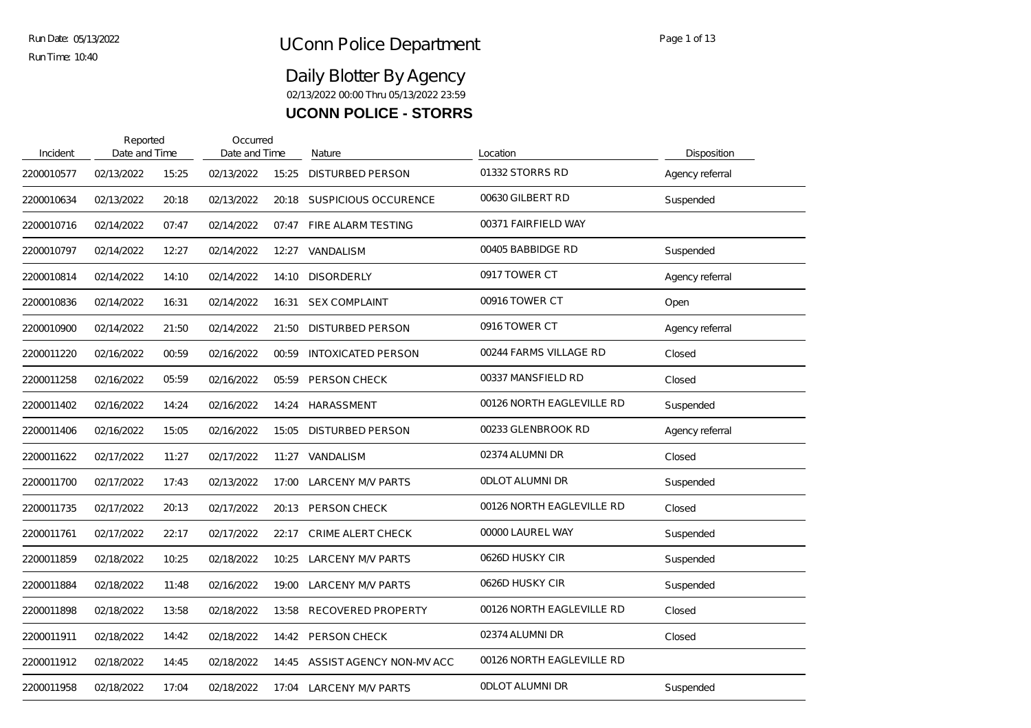# UConn Police Department

## Daily Blotter By Agency

02/13/2022 00:00 Thru 05/13/2022 23:59

### UCONN POLICE - STORRS

| Incident | Reported Date and Time | | Occurred Date and Time | | Nature | Location | Disposition |
|---|---|---|---|---|---|---|---|
| 2200010577 | 02/13/2022 | 15:25 | 02/13/2022 | 15:25 | DISTURBED PERSON | 01332 STORRS RD | Agency referral |
| 2200010634 | 02/13/2022 | 20:18 | 02/13/2022 | 20:18 | SUSPICIOUS OCCURENCE | 00630 GILBERT RD | Suspended |
| 2200010716 | 02/14/2022 | 07:47 | 02/14/2022 | 07:47 | FIRE ALARM TESTING | 00371 FAIRFIELD WAY | |
| 2200010797 | 02/14/2022 | 12:27 | 02/14/2022 | 12:27 | VANDALISM | 00405 BABBIDGE RD | Suspended |
| 2200010814 | 02/14/2022 | 14:10 | 02/14/2022 | 14:10 | DISORDERLY | 0917 TOWER CT | Agency referral |
| 2200010836 | 02/14/2022 | 16:31 | 02/14/2022 | 16:31 | SEX COMPLAINT | 00916 TOWER CT | Open |
| 2200010900 | 02/14/2022 | 21:50 | 02/14/2022 | 21:50 | DISTURBED PERSON | 0916 TOWER CT | Agency referral |
| 2200011220 | 02/16/2022 | 00:59 | 02/16/2022 | 00:59 | INTOXICATED PERSON | 00244 FARMS VILLAGE RD | Closed |
| 2200011258 | 02/16/2022 | 05:59 | 02/16/2022 | 05:59 | PERSON CHECK | 00337 MANSFIELD RD | Closed |
| 2200011402 | 02/16/2022 | 14:24 | 02/16/2022 | 14:24 | HARASSMENT | 00126 NORTH EAGLEVILLE RD | Suspended |
| 2200011406 | 02/16/2022 | 15:05 | 02/16/2022 | 15:05 | DISTURBED PERSON | 00233 GLENBROOK RD | Agency referral |
| 2200011622 | 02/17/2022 | 11:27 | 02/17/2022 | 11:27 | VANDALISM | 02374 ALUMNI DR | Closed |
| 2200011700 | 02/17/2022 | 17:43 | 02/13/2022 | 17:00 | LARCENY M/V PARTS | 0DLOT ALUMNI DR | Suspended |
| 2200011735 | 02/17/2022 | 20:13 | 02/17/2022 | 20:13 | PERSON CHECK | 00126 NORTH EAGLEVILLE RD | Closed |
| 2200011761 | 02/17/2022 | 22:17 | 02/17/2022 | 22:17 | CRIME ALERT CHECK | 00000 LAUREL WAY | Suspended |
| 2200011859 | 02/18/2022 | 10:25 | 02/18/2022 | 10:25 | LARCENY M/V PARTS | 0626D HUSKY CIR | Suspended |
| 2200011884 | 02/18/2022 | 11:48 | 02/16/2022 | 19:00 | LARCENY M/V PARTS | 0626D HUSKY CIR | Suspended |
| 2200011898 | 02/18/2022 | 13:58 | 02/18/2022 | 13:58 | RECOVERED PROPERTY | 00126 NORTH EAGLEVILLE RD | Closed |
| 2200011911 | 02/18/2022 | 14:42 | 02/18/2022 | 14:42 | PERSON CHECK | 02374 ALUMNI DR | Closed |
| 2200011912 | 02/18/2022 | 14:45 | 02/18/2022 | 14:45 | ASSIST AGENCY NON-MV ACC | 00126 NORTH EAGLEVILLE RD | |
| 2200011958 | 02/18/2022 | 17:04 | 02/18/2022 | 17:04 | LARCENY M/V PARTS | 0DLOT ALUMNI DR | Suspended |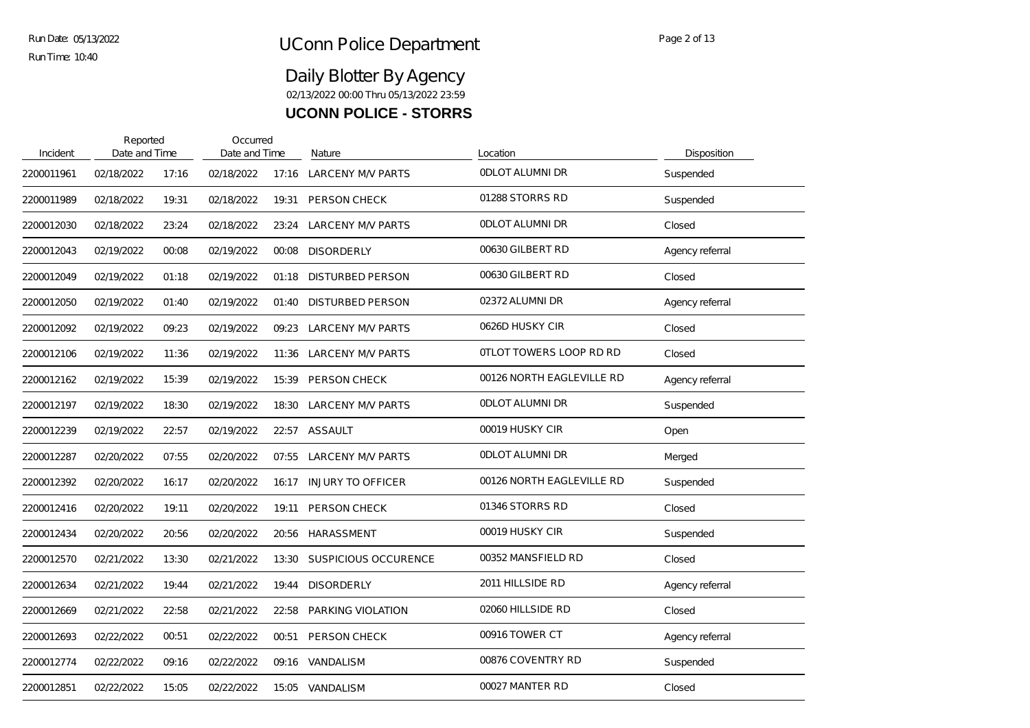# UConn Police Department

Run Date: 05/13/2022
Run Time: 10:40

## Daily Blotter By Agency

02/13/2022 00:00 Thru 05/13/2022 23:59

### UCONN POLICE - STORRS

| Incident | Reported Date and Time | | Occurred Date and Time | | Nature | Location | Disposition |
|---|---|---|---|---|---|---|---|
| 2200011961 | 02/18/2022 | 17:16 | 02/18/2022 | 17:16 | LARCENY M/V PARTS | 0DLOT ALUMNI DR | Suspended |
| 2200011989 | 02/18/2022 | 19:31 | 02/18/2022 | 19:31 | PERSON CHECK | 01288 STORRS RD | Suspended |
| 2200012030 | 02/18/2022 | 23:24 | 02/18/2022 | 23:24 | LARCENY M/V PARTS | 0DLOT ALUMNI DR | Closed |
| 2200012043 | 02/19/2022 | 00:08 | 02/19/2022 | 00:08 | DISORDERLY | 00630 GILBERT RD | Agency referral |
| 2200012049 | 02/19/2022 | 01:18 | 02/19/2022 | 01:18 | DISTURBED PERSON | 00630 GILBERT RD | Closed |
| 2200012050 | 02/19/2022 | 01:40 | 02/19/2022 | 01:40 | DISTURBED PERSON | 02372 ALUMNI DR | Agency referral |
| 2200012092 | 02/19/2022 | 09:23 | 02/19/2022 | 09:23 | LARCENY M/V PARTS | 0626D HUSKY CIR | Closed |
| 2200012106 | 02/19/2022 | 11:36 | 02/19/2022 | 11:36 | LARCENY M/V PARTS | 0TLOT TOWERS LOOP RD RD | Closed |
| 2200012162 | 02/19/2022 | 15:39 | 02/19/2022 | 15:39 | PERSON CHECK | 00126 NORTH EAGLEVILLE RD | Agency referral |
| 2200012197 | 02/19/2022 | 18:30 | 02/19/2022 | 18:30 | LARCENY M/V PARTS | 0DLOT ALUMNI DR | Suspended |
| 2200012239 | 02/19/2022 | 22:57 | 02/19/2022 | 22:57 | ASSAULT | 00019 HUSKY CIR | Open |
| 2200012287 | 02/20/2022 | 07:55 | 02/20/2022 | 07:55 | LARCENY M/V PARTS | 0DLOT ALUMNI DR | Merged |
| 2200012392 | 02/20/2022 | 16:17 | 02/20/2022 | 16:17 | INJURY TO OFFICER | 00126 NORTH EAGLEVILLE RD | Suspended |
| 2200012416 | 02/20/2022 | 19:11 | 02/20/2022 | 19:11 | PERSON CHECK | 01346 STORRS RD | Closed |
| 2200012434 | 02/20/2022 | 20:56 | 02/20/2022 | 20:56 | HARASSMENT | 00019 HUSKY CIR | Suspended |
| 2200012570 | 02/21/2022 | 13:30 | 02/21/2022 | 13:30 | SUSPICIOUS OCCURENCE | 00352 MANSFIELD RD | Closed |
| 2200012634 | 02/21/2022 | 19:44 | 02/21/2022 | 19:44 | DISORDERLY | 2011 HILLSIDE RD | Agency referral |
| 2200012669 | 02/21/2022 | 22:58 | 02/21/2022 | 22:58 | PARKING VIOLATION | 02060 HILLSIDE RD | Closed |
| 2200012693 | 02/22/2022 | 00:51 | 02/22/2022 | 00:51 | PERSON CHECK | 00916 TOWER CT | Agency referral |
| 2200012774 | 02/22/2022 | 09:16 | 02/22/2022 | 09:16 | VANDALISM | 00876 COVENTRY RD | Suspended |
| 2200012851 | 02/22/2022 | 15:05 | 02/22/2022 | 15:05 | VANDALISM | 00027 MANTER RD | Closed |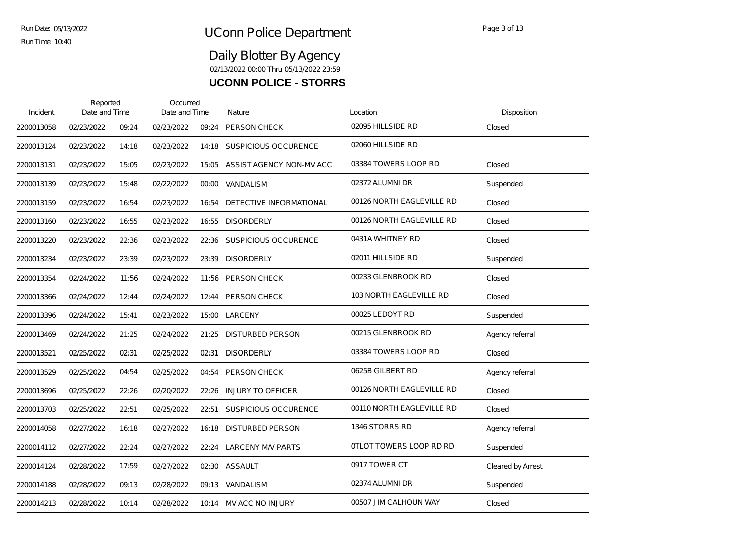# UConn Police Department

## Daily Blotter By Agency

02/13/2022 00:00 Thru 05/13/2022 23:59

### UCONN POLICE - STORRS

| Incident | Reported Date and Time | | Occurred Date and Time | | Nature | Location | Disposition |
|---|---|---|---|---|---|---|---|
| 2200013058 | 02/23/2022 | 09:24 | 02/23/2022 | 09:24 | PERSON CHECK | 02095 HILLSIDE RD | Closed |
| 2200013124 | 02/23/2022 | 14:18 | 02/23/2022 | 14:18 | SUSPICIOUS OCCURENCE | 02060 HILLSIDE RD | |
| 2200013131 | 02/23/2022 | 15:05 | 02/23/2022 | 15:05 | ASSIST AGENCY NON-MV ACC | 03384 TOWERS LOOP RD | Closed |
| 2200013139 | 02/23/2022 | 15:48 | 02/22/2022 | 00:00 | VANDALISM | 02372 ALUMNI DR | Suspended |
| 2200013159 | 02/23/2022 | 16:54 | 02/23/2022 | 16:54 | DETECTIVE INFORMATIONAL | 00126 NORTH EAGLEVILLE RD | Closed |
| 2200013160 | 02/23/2022 | 16:55 | 02/23/2022 | 16:55 | DISORDERLY | 00126 NORTH EAGLEVILLE RD | Closed |
| 2200013220 | 02/23/2022 | 22:36 | 02/23/2022 | 22:36 | SUSPICIOUS OCCURENCE | 0431A WHITNEY RD | Closed |
| 2200013234 | 02/23/2022 | 23:39 | 02/23/2022 | 23:39 | DISORDERLY | 02011 HILLSIDE RD | Suspended |
| 2200013354 | 02/24/2022 | 11:56 | 02/24/2022 | 11:56 | PERSON CHECK | 00233 GLENBROOK RD | Closed |
| 2200013366 | 02/24/2022 | 12:44 | 02/24/2022 | 12:44 | PERSON CHECK | 103 NORTH EAGLEVILLE RD | Closed |
| 2200013396 | 02/24/2022 | 15:41 | 02/23/2022 | 15:00 | LARCENY | 00025 LEDOYT RD | Suspended |
| 2200013469 | 02/24/2022 | 21:25 | 02/24/2022 | 21:25 | DISTURBED PERSON | 00215 GLENBROOK RD | Agency referral |
| 2200013521 | 02/25/2022 | 02:31 | 02/25/2022 | 02:31 | DISORDERLY | 03384 TOWERS LOOP RD | Closed |
| 2200013529 | 02/25/2022 | 04:54 | 02/25/2022 | 04:54 | PERSON CHECK | 0625B GILBERT RD | Agency referral |
| 2200013696 | 02/25/2022 | 22:26 | 02/20/2022 | 22:26 | INJURY TO OFFICER | 00126 NORTH EAGLEVILLE RD | Closed |
| 2200013703 | 02/25/2022 | 22:51 | 02/25/2022 | 22:51 | SUSPICIOUS OCCURENCE | 00110 NORTH EAGLEVILLE RD | Closed |
| 2200014058 | 02/27/2022 | 16:18 | 02/27/2022 | 16:18 | DISTURBED PERSON | 1346 STORRS RD | Agency referral |
| 2200014112 | 02/27/2022 | 22:24 | 02/27/2022 | 22:24 | LARCENY M/V PARTS | 0TLOT TOWERS LOOP RD RD | Suspended |
| 2200014124 | 02/28/2022 | 17:59 | 02/27/2022 | 02:30 | ASSAULT | 0917 TOWER CT | Cleared by Arrest |
| 2200014188 | 02/28/2022 | 09:13 | 02/28/2022 | 09:13 | VANDALISM | 02374 ALUMNI DR | Suspended |
| 2200014213 | 02/28/2022 | 10:14 | 02/28/2022 | 10:14 | MV ACC NO INJURY | 00507 JIM CALHOUN WAY | Closed |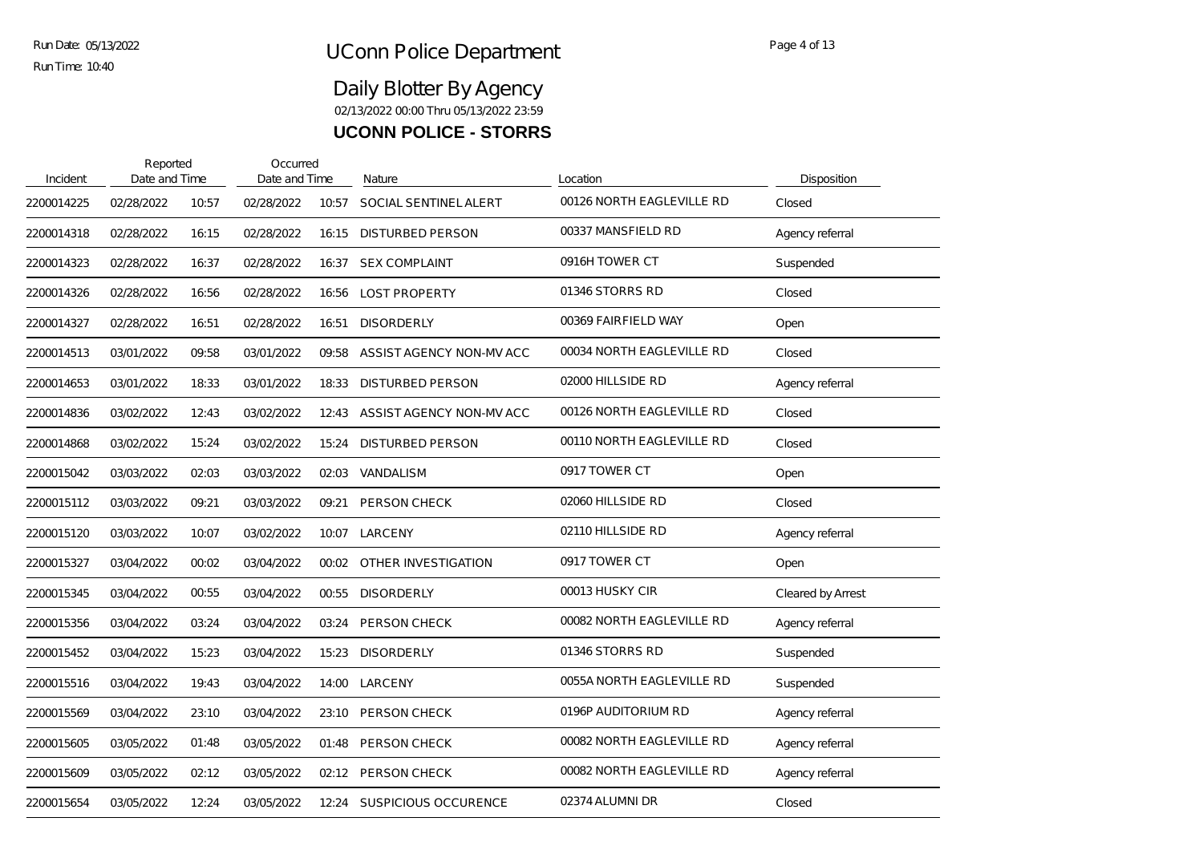# UConn Police Department

## Daily Blotter By Agency

02/13/2022 00:00 Thru 05/13/2022 23:59

### UCONN POLICE - STORRS

| Incident | Reported Date and Time | | Occurred Date and Time | | Nature | Location | Disposition |
|---|---|---|---|---|---|---|---|
| 2200014225 | 02/28/2022 | 10:57 | 02/28/2022 | 10:57 | SOCIAL SENTINEL ALERT | 00126 NORTH EAGLEVILLE RD | Closed |
| 2200014318 | 02/28/2022 | 16:15 | 02/28/2022 | 16:15 | DISTURBED PERSON | 00337 MANSFIELD RD | Agency referral |
| 2200014323 | 02/28/2022 | 16:37 | 02/28/2022 | 16:37 | SEX COMPLAINT | 0916H TOWER CT | Suspended |
| 2200014326 | 02/28/2022 | 16:56 | 02/28/2022 | 16:56 | LOST PROPERTY | 01346 STORRS RD | Closed |
| 2200014327 | 02/28/2022 | 16:51 | 02/28/2022 | 16:51 | DISORDERLY | 00369 FAIRFIELD WAY | Open |
| 2200014513 | 03/01/2022 | 09:58 | 03/01/2022 | 09:58 | ASSIST AGENCY NON-MV ACC | 00034 NORTH EAGLEVILLE RD | Closed |
| 2200014653 | 03/01/2022 | 18:33 | 03/01/2022 | 18:33 | DISTURBED PERSON | 02000 HILLSIDE RD | Agency referral |
| 2200014836 | 03/02/2022 | 12:43 | 03/02/2022 | 12:43 | ASSIST AGENCY NON-MV ACC | 00126 NORTH EAGLEVILLE RD | Closed |
| 2200014868 | 03/02/2022 | 15:24 | 03/02/2022 | 15:24 | DISTURBED PERSON | 00110 NORTH EAGLEVILLE RD | Closed |
| 2200015042 | 03/03/2022 | 02:03 | 03/03/2022 | 02:03 | VANDALISM | 0917 TOWER CT | Open |
| 2200015112 | 03/03/2022 | 09:21 | 03/03/2022 | 09:21 | PERSON CHECK | 02060 HILLSIDE RD | Closed |
| 2200015120 | 03/03/2022 | 10:07 | 03/02/2022 | 10:07 | LARCENY | 02110 HILLSIDE RD | Agency referral |
| 2200015327 | 03/04/2022 | 00:02 | 03/04/2022 | 00:02 | OTHER INVESTIGATION | 0917 TOWER CT | Open |
| 2200015345 | 03/04/2022 | 00:55 | 03/04/2022 | 00:55 | DISORDERLY | 00013 HUSKY CIR | Cleared by Arrest |
| 2200015356 | 03/04/2022 | 03:24 | 03/04/2022 | 03:24 | PERSON CHECK | 00082 NORTH EAGLEVILLE RD | Agency referral |
| 2200015452 | 03/04/2022 | 15:23 | 03/04/2022 | 15:23 | DISORDERLY | 01346 STORRS RD | Suspended |
| 2200015516 | 03/04/2022 | 19:43 | 03/04/2022 | 14:00 | LARCENY | 0055A NORTH EAGLEVILLE RD | Suspended |
| 2200015569 | 03/04/2022 | 23:10 | 03/04/2022 | 23:10 | PERSON CHECK | 0196P AUDITORIUM RD | Agency referral |
| 2200015605 | 03/05/2022 | 01:48 | 03/05/2022 | 01:48 | PERSON CHECK | 00082 NORTH EAGLEVILLE RD | Agency referral |
| 2200015609 | 03/05/2022 | 02:12 | 03/05/2022 | 02:12 | PERSON CHECK | 00082 NORTH EAGLEVILLE RD | Agency referral |
| 2200015654 | 03/05/2022 | 12:24 | 03/05/2022 | 12:24 | SUSPICIOUS OCCURENCE | 02374 ALUMNI DR | Closed |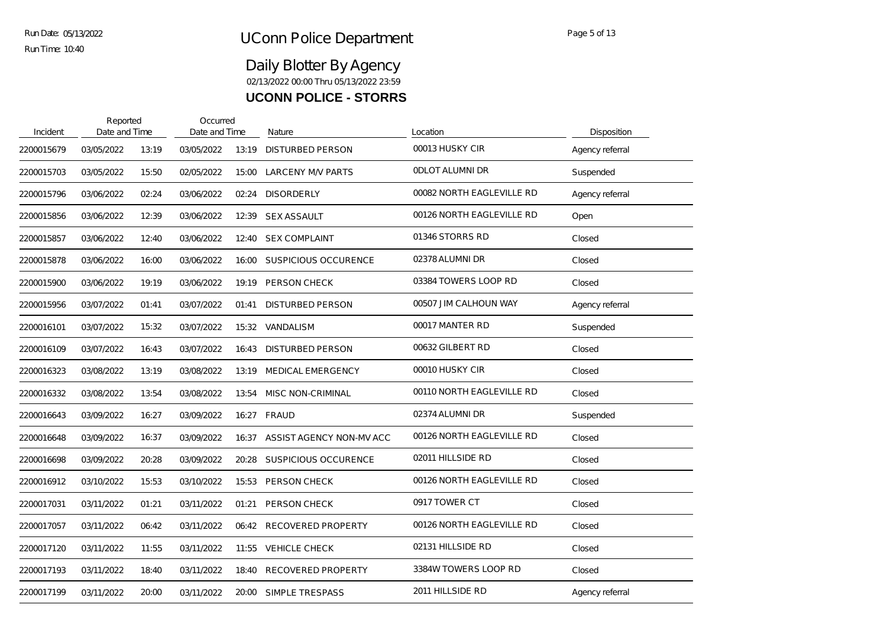# UConn Police Department

Run Date: 05/13/2022
Run Time: 10:40

## Daily Blotter By Agency

02/13/2022 00:00 Thru 05/13/2022 23:59

### UCONN POLICE - STORRS

| Incident | Reported Date and Time | | Occurred Date and Time | | Nature | Location | Disposition |
|---|---|---|---|---|---|---|---|
| 2200015679 | 03/05/2022 | 13:19 | 03/05/2022 | 13:19 | DISTURBED PERSON | 00013 HUSKY CIR | Agency referral |
| 2200015703 | 03/05/2022 | 15:50 | 02/05/2022 | 15:00 | LARCENY M/V PARTS | 0DLOT ALUMNI DR | Suspended |
| 2200015796 | 03/06/2022 | 02:24 | 03/06/2022 | 02:24 | DISORDERLY | 00082 NORTH EAGLEVILLE RD | Agency referral |
| 2200015856 | 03/06/2022 | 12:39 | 03/06/2022 | 12:39 | SEX ASSAULT | 00126 NORTH EAGLEVILLE RD | Open |
| 2200015857 | 03/06/2022 | 12:40 | 03/06/2022 | 12:40 | SEX COMPLAINT | 01346 STORRS RD | Closed |
| 2200015878 | 03/06/2022 | 16:00 | 03/06/2022 | 16:00 | SUSPICIOUS OCCURENCE | 02378 ALUMNI DR | Closed |
| 2200015900 | 03/06/2022 | 19:19 | 03/06/2022 | 19:19 | PERSON CHECK | 03384 TOWERS LOOP RD | Closed |
| 2200015956 | 03/07/2022 | 01:41 | 03/07/2022 | 01:41 | DISTURBED PERSON | 00507 JIM CALHOUN WAY | Agency referral |
| 2200016101 | 03/07/2022 | 15:32 | 03/07/2022 | 15:32 | VANDALISM | 00017 MANTER RD | Suspended |
| 2200016109 | 03/07/2022 | 16:43 | 03/07/2022 | 16:43 | DISTURBED PERSON | 00632 GILBERT RD | Closed |
| 2200016323 | 03/08/2022 | 13:19 | 03/08/2022 | 13:19 | MEDICAL EMERGENCY | 00010 HUSKY CIR | Closed |
| 2200016332 | 03/08/2022 | 13:54 | 03/08/2022 | 13:54 | MISC NON-CRIMINAL | 00110 NORTH EAGLEVILLE RD | Closed |
| 2200016643 | 03/09/2022 | 16:27 | 03/09/2022 | 16:27 | FRAUD | 02374 ALUMNI DR | Suspended |
| 2200016648 | 03/09/2022 | 16:37 | 03/09/2022 | 16:37 | ASSIST AGENCY NON-MV ACC | 00126 NORTH EAGLEVILLE RD | Closed |
| 2200016698 | 03/09/2022 | 20:28 | 03/09/2022 | 20:28 | SUSPICIOUS OCCURENCE | 02011 HILLSIDE RD | Closed |
| 2200016912 | 03/10/2022 | 15:53 | 03/10/2022 | 15:53 | PERSON CHECK | 00126 NORTH EAGLEVILLE RD | Closed |
| 2200017031 | 03/11/2022 | 01:21 | 03/11/2022 | 01:21 | PERSON CHECK | 0917 TOWER CT | Closed |
| 2200017057 | 03/11/2022 | 06:42 | 03/11/2022 | 06:42 | RECOVERED PROPERTY | 00126 NORTH EAGLEVILLE RD | Closed |
| 2200017120 | 03/11/2022 | 11:55 | 03/11/2022 | 11:55 | VEHICLE CHECK | 02131 HILLSIDE RD | Closed |
| 2200017193 | 03/11/2022 | 18:40 | 03/11/2022 | 18:40 | RECOVERED PROPERTY | 3384W TOWERS LOOP RD | Closed |
| 2200017199 | 03/11/2022 | 20:00 | 03/11/2022 | 20:00 | SIMPLE TRESPASS | 2011 HILLSIDE RD | Agency referral |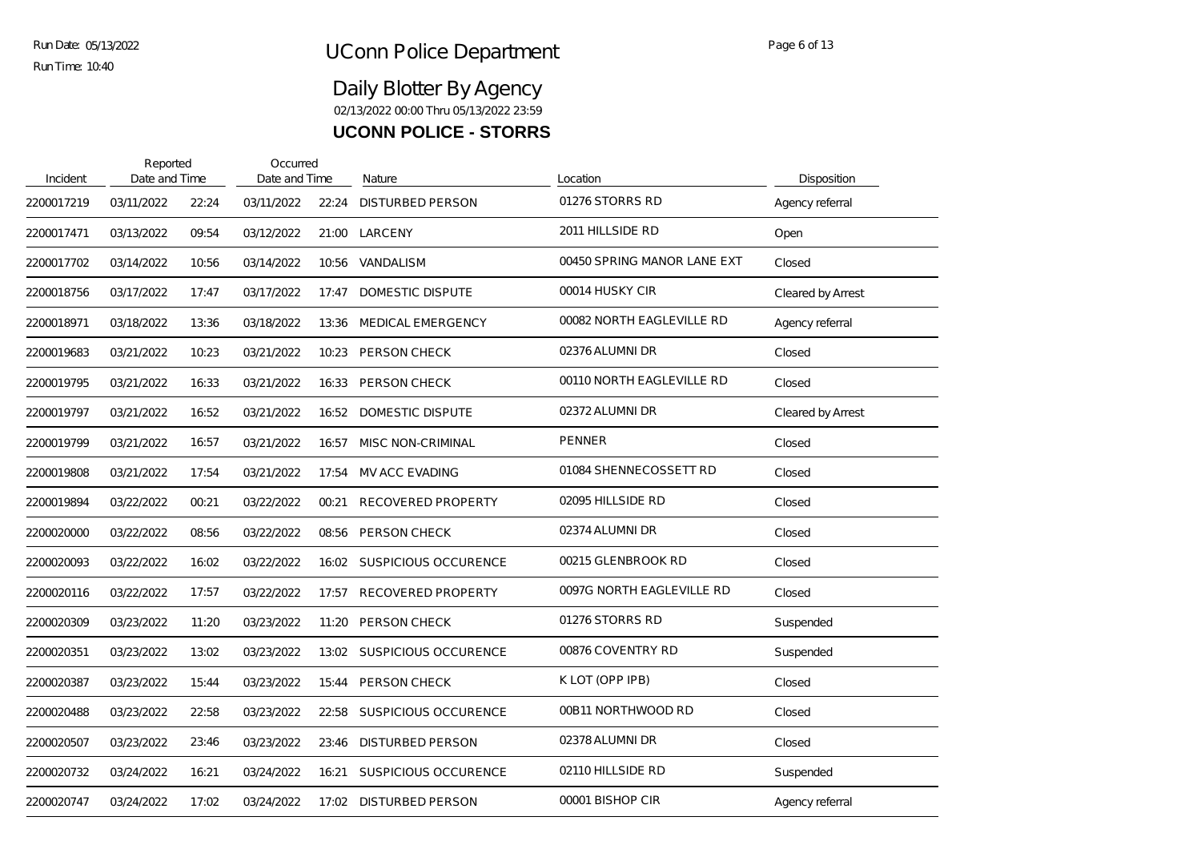# UConn Police Department

## Daily Blotter By Agency

02/13/2022 00:00 Thru 05/13/2022 23:59

### UCONN POLICE - STORRS

| Incident | Reported Date and Time | | Occurred Date and Time | | Nature | Location | Disposition |
|---|---|---|---|---|---|---|---|
| 2200017219 | 03/11/2022 | 22:24 | 03/11/2022 | 22:24 | DISTURBED PERSON | 01276 STORRS RD | Agency referral |
| 2200017471 | 03/13/2022 | 09:54 | 03/12/2022 | 21:00 | LARCENY | 2011 HILLSIDE RD | Open |
| 2200017702 | 03/14/2022 | 10:56 | 03/14/2022 | 10:56 | VANDALISM | 00450 SPRING MANOR LANE EXT | Closed |
| 2200018756 | 03/17/2022 | 17:47 | 03/17/2022 | 17:47 | DOMESTIC DISPUTE | 00014 HUSKY CIR | Cleared by Arrest |
| 2200018971 | 03/18/2022 | 13:36 | 03/18/2022 | 13:36 | MEDICAL EMERGENCY | 00082 NORTH EAGLEVILLE RD | Agency referral |
| 2200019683 | 03/21/2022 | 10:23 | 03/21/2022 | 10:23 | PERSON CHECK | 02376 ALUMNI DR | Closed |
| 2200019795 | 03/21/2022 | 16:33 | 03/21/2022 | 16:33 | PERSON CHECK | 00110 NORTH EAGLEVILLE RD | Closed |
| 2200019797 | 03/21/2022 | 16:52 | 03/21/2022 | 16:52 | DOMESTIC DISPUTE | 02372 ALUMNI DR | Cleared by Arrest |
| 2200019799 | 03/21/2022 | 16:57 | 03/21/2022 | 16:57 | MISC NON-CRIMINAL | PENNER | Closed |
| 2200019808 | 03/21/2022 | 17:54 | 03/21/2022 | 17:54 | MV ACC EVADING | 01084 SHENNECOSSETT RD | Closed |
| 2200019894 | 03/22/2022 | 00:21 | 03/22/2022 | 00:21 | RECOVERED PROPERTY | 02095 HILLSIDE RD | Closed |
| 2200020000 | 03/22/2022 | 08:56 | 03/22/2022 | 08:56 | PERSON CHECK | 02374 ALUMNI DR | Closed |
| 2200020093 | 03/22/2022 | 16:02 | 03/22/2022 | 16:02 | SUSPICIOUS OCCURENCE | 00215 GLENBROOK RD | Closed |
| 2200020116 | 03/22/2022 | 17:57 | 03/22/2022 | 17:57 | RECOVERED PROPERTY | 0097G NORTH EAGLEVILLE RD | Closed |
| 2200020309 | 03/23/2022 | 11:20 | 03/23/2022 | 11:20 | PERSON CHECK | 01276 STORRS RD | Suspended |
| 2200020351 | 03/23/2022 | 13:02 | 03/23/2022 | 13:02 | SUSPICIOUS OCCURENCE | 00876 COVENTRY RD | Suspended |
| 2200020387 | 03/23/2022 | 15:44 | 03/23/2022 | 15:44 | PERSON CHECK | K LOT (OPP IPB) | Closed |
| 2200020488 | 03/23/2022 | 22:58 | 03/23/2022 | 22:58 | SUSPICIOUS OCCURENCE | 00B11 NORTHWOOD RD | Closed |
| 2200020507 | 03/23/2022 | 23:46 | 03/23/2022 | 23:46 | DISTURBED PERSON | 02378 ALUMNI DR | Closed |
| 2200020732 | 03/24/2022 | 16:21 | 03/24/2022 | 16:21 | SUSPICIOUS OCCURENCE | 02110 HILLSIDE RD | Suspended |
| 2200020747 | 03/24/2022 | 17:02 | 03/24/2022 | 17:02 | DISTURBED PERSON | 00001 BISHOP CIR | Agency referral |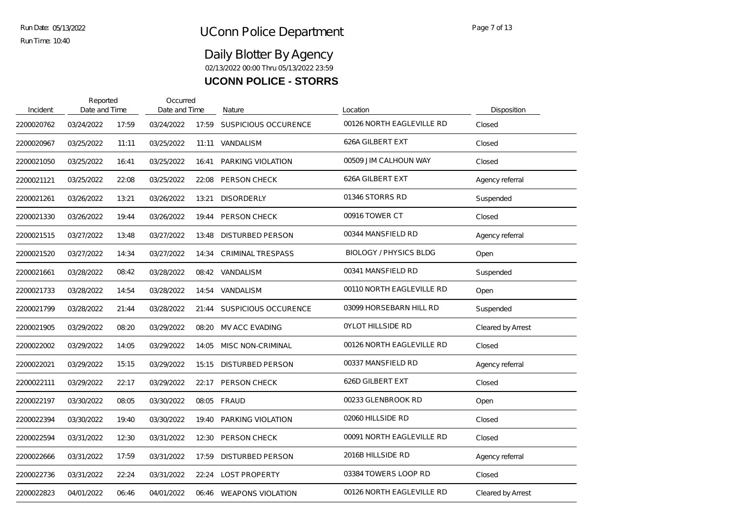# UConn Police Department

Run Date: 05/13/2022
Run Time: 10:40

## Daily Blotter By Agency

02/13/2022 00:00 Thru 05/13/2022 23:59

### UCONN POLICE - STORRS

| Incident | Reported Date and Time | | Occurred Date and Time | | Nature | Location | Disposition |
|---|---|---|---|---|---|---|---|
| 2200020762 | 03/24/2022 | 17:59 | 03/24/2022 | 17:59 | SUSPICIOUS OCCURENCE | 00126 NORTH EAGLEVILLE RD | Closed |
| 2200020967 | 03/25/2022 | 11:11 | 03/25/2022 | 11:11 | VANDALISM | 626A GILBERT EXT | Closed |
| 2200021050 | 03/25/2022 | 16:41 | 03/25/2022 | 16:41 | PARKING VIOLATION | 00509 JIM CALHOUN WAY | Closed |
| 2200021121 | 03/25/2022 | 22:08 | 03/25/2022 | 22:08 | PERSON CHECK | 626A GILBERT EXT | Agency referral |
| 2200021261 | 03/26/2022 | 13:21 | 03/26/2022 | 13:21 | DISORDERLY | 01346 STORRS RD | Suspended |
| 2200021330 | 03/26/2022 | 19:44 | 03/26/2022 | 19:44 | PERSON CHECK | 00916 TOWER CT | Closed |
| 2200021515 | 03/27/2022 | 13:48 | 03/27/2022 | 13:48 | DISTURBED PERSON | 00344 MANSFIELD RD | Agency referral |
| 2200021520 | 03/27/2022 | 14:34 | 03/27/2022 | 14:34 | CRIMINAL TRESPASS | BIOLOGY / PHYSICS BLDG | Open |
| 2200021661 | 03/28/2022 | 08:42 | 03/28/2022 | 08:42 | VANDALISM | 00341 MANSFIELD RD | Suspended |
| 2200021733 | 03/28/2022 | 14:54 | 03/28/2022 | 14:54 | VANDALISM | 00110 NORTH EAGLEVILLE RD | Open |
| 2200021799 | 03/28/2022 | 21:44 | 03/28/2022 | 21:44 | SUSPICIOUS OCCURENCE | 03099 HORSEBARN HILL RD | Suspended |
| 2200021905 | 03/29/2022 | 08:20 | 03/29/2022 | 08:20 | MV ACC EVADING | 0YLOT HILLSIDE RD | Cleared by Arrest |
| 2200022002 | 03/29/2022 | 14:05 | 03/29/2022 | 14:05 | MISC NON-CRIMINAL | 00126 NORTH EAGLEVILLE RD | Closed |
| 2200022021 | 03/29/2022 | 15:15 | 03/29/2022 | 15:15 | DISTURBED PERSON | 00337 MANSFIELD RD | Agency referral |
| 2200022111 | 03/29/2022 | 22:17 | 03/29/2022 | 22:17 | PERSON CHECK | 626D GILBERT EXT | Closed |
| 2200022197 | 03/30/2022 | 08:05 | 03/30/2022 | 08:05 | FRAUD | 00233 GLENBROOK RD | Open |
| 2200022394 | 03/30/2022 | 19:40 | 03/30/2022 | 19:40 | PARKING VIOLATION | 02060 HILLSIDE RD | Closed |
| 2200022594 | 03/31/2022 | 12:30 | 03/31/2022 | 12:30 | PERSON CHECK | 00091 NORTH EAGLEVILLE RD | Closed |
| 2200022666 | 03/31/2022 | 17:59 | 03/31/2022 | 17:59 | DISTURBED PERSON | 2016B HILLSIDE RD | Agency referral |
| 2200022736 | 03/31/2022 | 22:24 | 03/31/2022 | 22:24 | LOST PROPERTY | 03384 TOWERS LOOP RD | Closed |
| 2200022823 | 04/01/2022 | 06:46 | 04/01/2022 | 06:46 | WEAPONS VIOLATION | 00126 NORTH EAGLEVILLE RD | Cleared by Arrest |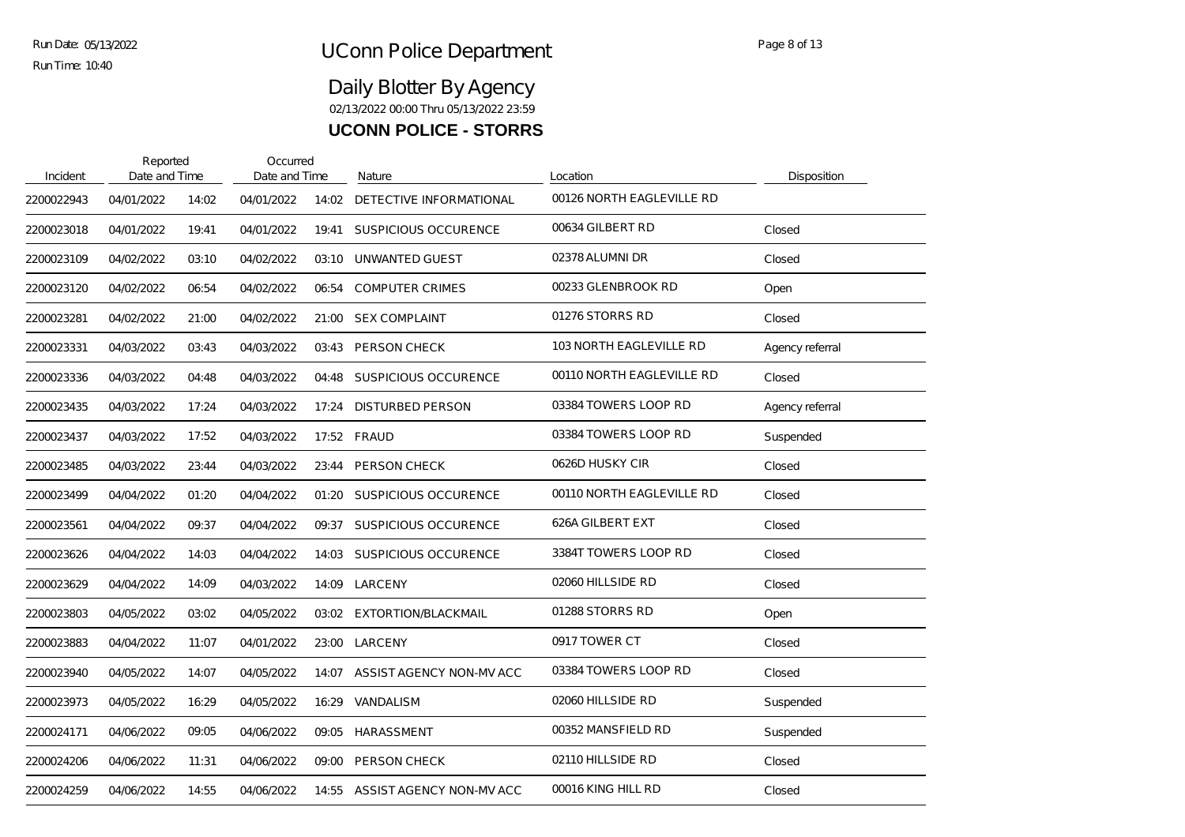# UConn Police Department

## Daily Blotter By Agency

02/13/2022 00:00 Thru 05/13/2022 23:59

### UCONN POLICE - STORRS

| Incident | Reported Date and Time | | Occurred Date and Time | | Nature | Location | Disposition |
|---|---|---|---|---|---|---|---|
| 2200022943 | 04/01/2022 | 14:02 | 04/01/2022 | 14:02 | DETECTIVE INFORMATIONAL | 00126 NORTH EAGLEVILLE RD | |
| 2200023018 | 04/01/2022 | 19:41 | 04/01/2022 | 19:41 | SUSPICIOUS OCCURENCE | 00634 GILBERT RD | Closed |
| 2200023109 | 04/02/2022 | 03:10 | 04/02/2022 | 03:10 | UNWANTED GUEST | 02378 ALUMNI DR | Closed |
| 2200023120 | 04/02/2022 | 06:54 | 04/02/2022 | 06:54 | COMPUTER CRIMES | 00233 GLENBROOK RD | Open |
| 2200023281 | 04/02/2022 | 21:00 | 04/02/2022 | 21:00 | SEX COMPLAINT | 01276 STORRS RD | Closed |
| 2200023331 | 04/03/2022 | 03:43 | 04/03/2022 | 03:43 | PERSON CHECK | 103 NORTH EAGLEVILLE RD | Agency referral |
| 2200023336 | 04/03/2022 | 04:48 | 04/03/2022 | 04:48 | SUSPICIOUS OCCURENCE | 00110 NORTH EAGLEVILLE RD | Closed |
| 2200023435 | 04/03/2022 | 17:24 | 04/03/2022 | 17:24 | DISTURBED PERSON | 03384 TOWERS LOOP RD | Agency referral |
| 2200023437 | 04/03/2022 | 17:52 | 04/03/2022 | 17:52 | FRAUD | 03384 TOWERS LOOP RD | Suspended |
| 2200023485 | 04/03/2022 | 23:44 | 04/03/2022 | 23:44 | PERSON CHECK | 0626D HUSKY CIR | Closed |
| 2200023499 | 04/04/2022 | 01:20 | 04/04/2022 | 01:20 | SUSPICIOUS OCCURENCE | 00110 NORTH EAGLEVILLE RD | Closed |
| 2200023561 | 04/04/2022 | 09:37 | 04/04/2022 | 09:37 | SUSPICIOUS OCCURENCE | 626A GILBERT EXT | Closed |
| 2200023626 | 04/04/2022 | 14:03 | 04/04/2022 | 14:03 | SUSPICIOUS OCCURENCE | 3384T TOWERS LOOP RD | Closed |
| 2200023629 | 04/04/2022 | 14:09 | 04/03/2022 | 14:09 | LARCENY | 02060 HILLSIDE RD | Closed |
| 2200023803 | 04/05/2022 | 03:02 | 04/05/2022 | 03:02 | EXTORTION/BLACKMAIL | 01288 STORRS RD | Open |
| 2200023883 | 04/04/2022 | 11:07 | 04/01/2022 | 23:00 | LARCENY | 0917 TOWER CT | Closed |
| 2200023940 | 04/05/2022 | 14:07 | 04/05/2022 | 14:07 | ASSIST AGENCY NON-MV ACC | 03384 TOWERS LOOP RD | Closed |
| 2200023973 | 04/05/2022 | 16:29 | 04/05/2022 | 16:29 | VANDALISM | 02060 HILLSIDE RD | Suspended |
| 2200024171 | 04/06/2022 | 09:05 | 04/06/2022 | 09:05 | HARASSMENT | 00352 MANSFIELD RD | Suspended |
| 2200024206 | 04/06/2022 | 11:31 | 04/06/2022 | 09:00 | PERSON CHECK | 02110 HILLSIDE RD | Closed |
| 2200024259 | 04/06/2022 | 14:55 | 04/06/2022 | 14:55 | ASSIST AGENCY NON-MV ACC | 00016 KING HILL RD | Closed |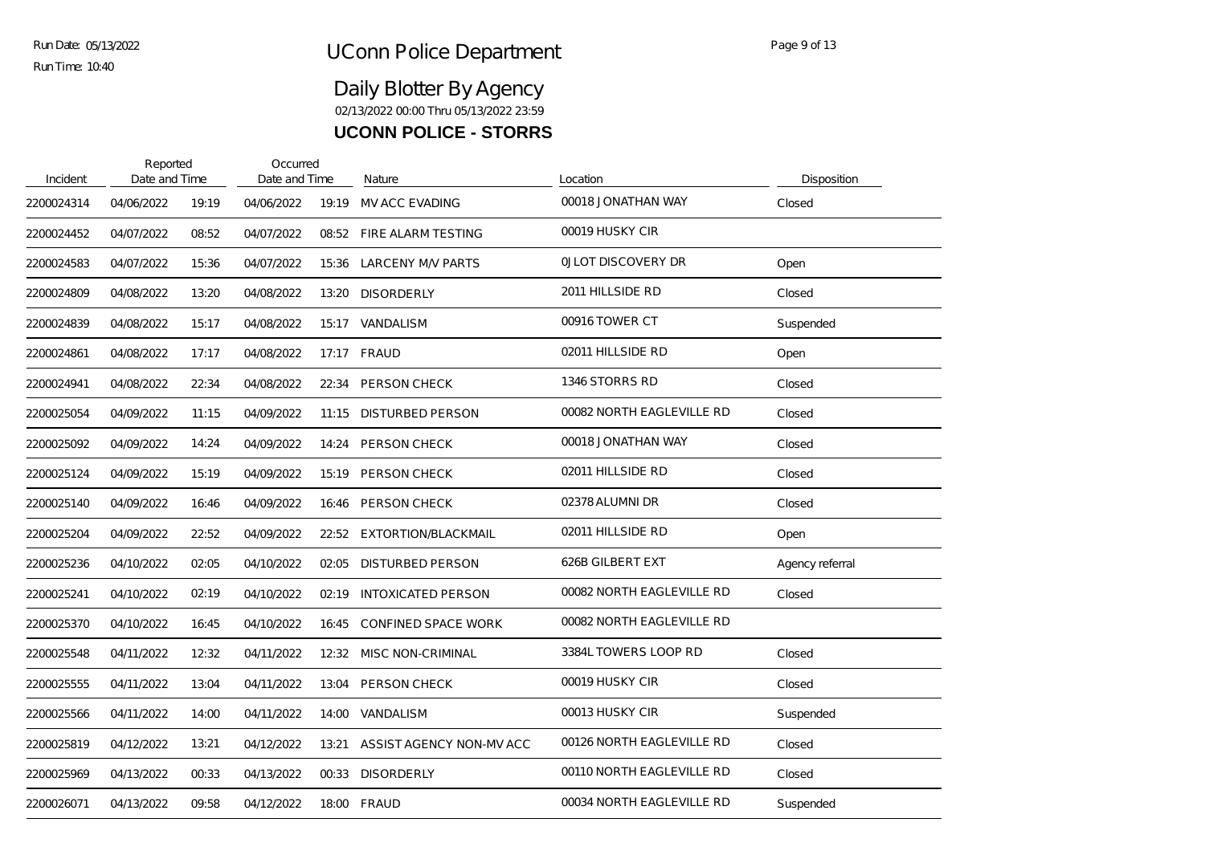# UConn Police Department

## Daily Blotter By Agency

02/13/2022 00:00 Thru 05/13/2022 23:59

### UCONN POLICE - STORRS

| Incident | Reported Date and Time | | Occurred Date and Time | | Nature | Location | Disposition |
|---|---|---|---|---|---|---|---|
| 2200024314 | 04/06/2022 | 19:19 | 04/06/2022 | 19:19 | MV ACC EVADING | 00018 JONATHAN WAY | Closed |
| 2200024452 | 04/07/2022 | 08:52 | 04/07/2022 | 08:52 | FIRE ALARM TESTING | 00019 HUSKY CIR | |
| 2200024583 | 04/07/2022 | 15:36 | 04/07/2022 | 15:36 | LARCENY M/V PARTS | 0J LOT DISCOVERY DR | Open |
| 2200024809 | 04/08/2022 | 13:20 | 04/08/2022 | 13:20 | DISORDERLY | 2011 HILLSIDE RD | Closed |
| 2200024839 | 04/08/2022 | 15:17 | 04/08/2022 | 15:17 | VANDALISM | 00916 TOWER CT | Suspended |
| 2200024861 | 04/08/2022 | 17:17 | 04/08/2022 | 17:17 | FRAUD | 02011 HILLSIDE RD | Open |
| 2200024941 | 04/08/2022 | 22:34 | 04/08/2022 | 22:34 | PERSON CHECK | 1346 STORRS RD | Closed |
| 2200025054 | 04/09/2022 | 11:15 | 04/09/2022 | 11:15 | DISTURBED PERSON | 00082 NORTH EAGLEVILLE RD | Closed |
| 2200025092 | 04/09/2022 | 14:24 | 04/09/2022 | 14:24 | PERSON CHECK | 00018 JONATHAN WAY | Closed |
| 2200025124 | 04/09/2022 | 15:19 | 04/09/2022 | 15:19 | PERSON CHECK | 02011 HILLSIDE RD | Closed |
| 2200025140 | 04/09/2022 | 16:46 | 04/09/2022 | 16:46 | PERSON CHECK | 02378 ALUMNI DR | Closed |
| 2200025204 | 04/09/2022 | 22:52 | 04/09/2022 | 22:52 | EXTORTION/BLACKMAIL | 02011 HILLSIDE RD | Open |
| 2200025236 | 04/10/2022 | 02:05 | 04/10/2022 | 02:05 | DISTURBED PERSON | 626B GILBERT EXT | Agency referral |
| 2200025241 | 04/10/2022 | 02:19 | 04/10/2022 | 02:19 | INTOXICATED PERSON | 00082 NORTH EAGLEVILLE RD | Closed |
| 2200025370 | 04/10/2022 | 16:45 | 04/10/2022 | 16:45 | CONFINED SPACE WORK | 00082 NORTH EAGLEVILLE RD | |
| 2200025548 | 04/11/2022 | 12:32 | 04/11/2022 | 12:32 | MISC NON-CRIMINAL | 3384L TOWERS LOOP RD | Closed |
| 2200025555 | 04/11/2022 | 13:04 | 04/11/2022 | 13:04 | PERSON CHECK | 00019 HUSKY CIR | Closed |
| 2200025566 | 04/11/2022 | 14:00 | 04/11/2022 | 14:00 | VANDALISM | 00013 HUSKY CIR | Suspended |
| 2200025819 | 04/12/2022 | 13:21 | 04/12/2022 | 13:21 | ASSIST AGENCY NON-MV ACC | 00126 NORTH EAGLEVILLE RD | Closed |
| 2200025969 | 04/13/2022 | 00:33 | 04/13/2022 | 00:33 | DISORDERLY | 00110 NORTH EAGLEVILLE RD | Closed |
| 2200026071 | 04/13/2022 | 09:58 | 04/12/2022 | 18:00 | FRAUD | 00034 NORTH EAGLEVILLE RD | Suspended |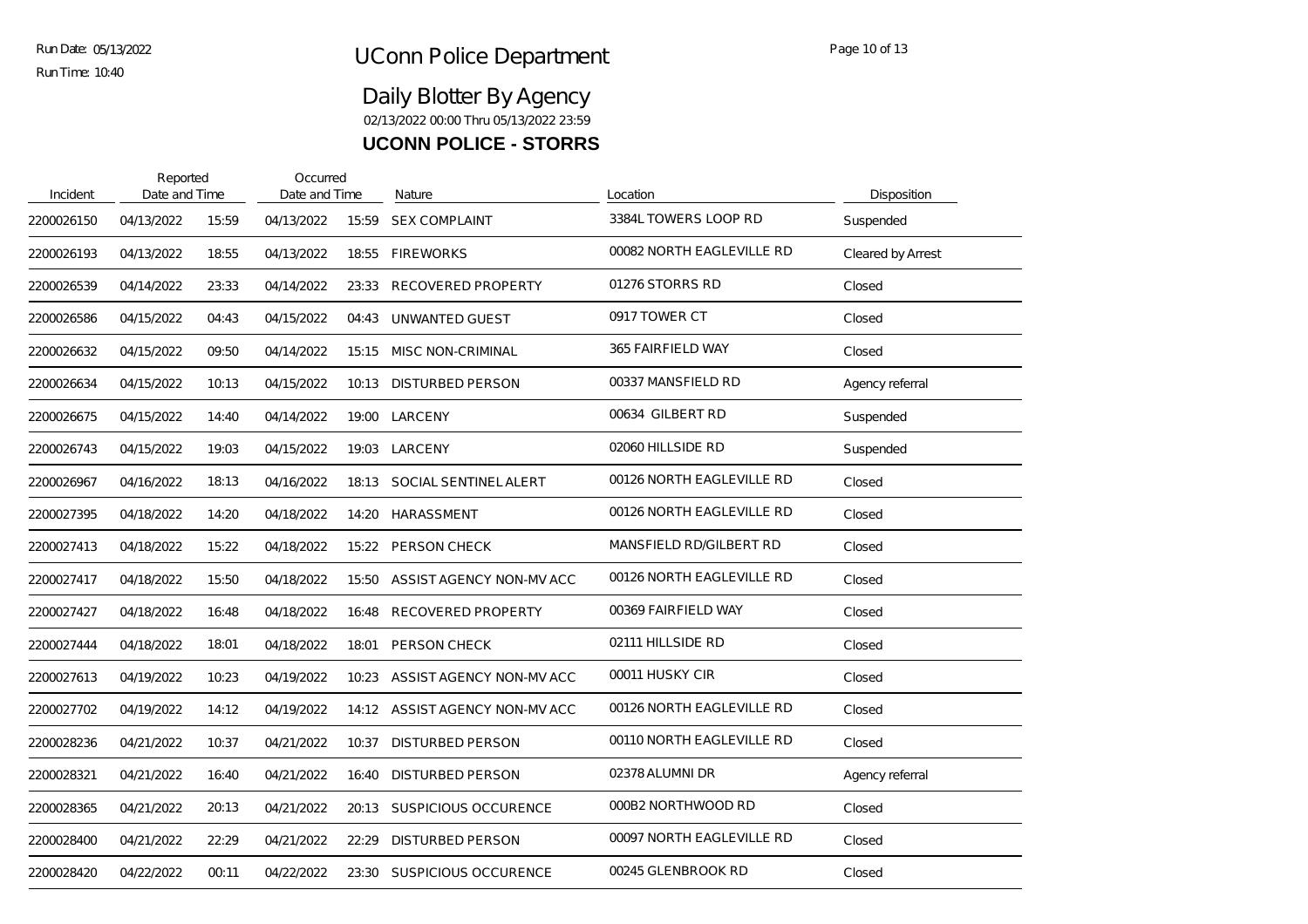Run Date: 05/13/2022
Run Time: 10:40

# UConn Police Department

## Daily Blotter By Agency

02/13/2022 00:00 Thru 05/13/2022 23:59

### UCONN POLICE - STORRS

| Incident | Reported Date and Time | | Occurred Date and Time | | Nature | Location | Disposition |
|---|---|---|---|---|---|---|---|
| 2200026150 | 04/13/2022 | 15:59 | 04/13/2022 | 15:59 | SEX COMPLAINT | 3384L TOWERS LOOP RD | Suspended |
| 2200026193 | 04/13/2022 | 18:55 | 04/13/2022 | 18:55 | FIREWORKS | 00082 NORTH EAGLEVILLE RD | Cleared by Arrest |
| 2200026539 | 04/14/2022 | 23:33 | 04/14/2022 | 23:33 | RECOVERED PROPERTY | 01276 STORRS RD | Closed |
| 2200026586 | 04/15/2022 | 04:43 | 04/15/2022 | 04:43 | UNWANTED GUEST | 0917 TOWER CT | Closed |
| 2200026632 | 04/15/2022 | 09:50 | 04/14/2022 | 15:15 | MISC NON-CRIMINAL | 365 FAIRFIELD WAY | Closed |
| 2200026634 | 04/15/2022 | 10:13 | 04/15/2022 | 10:13 | DISTURBED PERSON | 00337 MANSFIELD RD | Agency referral |
| 2200026675 | 04/15/2022 | 14:40 | 04/14/2022 | 19:00 | LARCENY | 00634 GILBERT RD | Suspended |
| 2200026743 | 04/15/2022 | 19:03 | 04/15/2022 | 19:03 | LARCENY | 02060 HILLSIDE RD | Suspended |
| 2200026967 | 04/16/2022 | 18:13 | 04/16/2022 | 18:13 | SOCIAL SENTINEL ALERT | 00126 NORTH EAGLEVILLE RD | Closed |
| 2200027395 | 04/18/2022 | 14:20 | 04/18/2022 | 14:20 | HARASSMENT | 00126 NORTH EAGLEVILLE RD | Closed |
| 2200027413 | 04/18/2022 | 15:22 | 04/18/2022 | 15:22 | PERSON CHECK | MANSFIELD RD/GILBERT RD | Closed |
| 2200027417 | 04/18/2022 | 15:50 | 04/18/2022 | 15:50 | ASSIST AGENCY NON-MV ACC | 00126 NORTH EAGLEVILLE RD | Closed |
| 2200027427 | 04/18/2022 | 16:48 | 04/18/2022 | 16:48 | RECOVERED PROPERTY | 00369 FAIRFIELD WAY | Closed |
| 2200027444 | 04/18/2022 | 18:01 | 04/18/2022 | 18:01 | PERSON CHECK | 02111 HILLSIDE RD | Closed |
| 2200027613 | 04/19/2022 | 10:23 | 04/19/2022 | 10:23 | ASSIST AGENCY NON-MV ACC | 00011 HUSKY CIR | Closed |
| 2200027702 | 04/19/2022 | 14:12 | 04/19/2022 | 14:12 | ASSIST AGENCY NON-MV ACC | 00126 NORTH EAGLEVILLE RD | Closed |
| 2200028236 | 04/21/2022 | 10:37 | 04/21/2022 | 10:37 | DISTURBED PERSON | 00110 NORTH EAGLEVILLE RD | Closed |
| 2200028321 | 04/21/2022 | 16:40 | 04/21/2022 | 16:40 | DISTURBED PERSON | 02378 ALUMNI DR | Agency referral |
| 2200028365 | 04/21/2022 | 20:13 | 04/21/2022 | 20:13 | SUSPICIOUS OCCURENCE | 000B2 NORTHWOOD RD | Closed |
| 2200028400 | 04/21/2022 | 22:29 | 04/21/2022 | 22:29 | DISTURBED PERSON | 00097 NORTH EAGLEVILLE RD | Closed |
| 2200028420 | 04/22/2022 | 00:11 | 04/22/2022 | 23:30 | SUSPICIOUS OCCURENCE | 00245 GLENBROOK RD | Closed |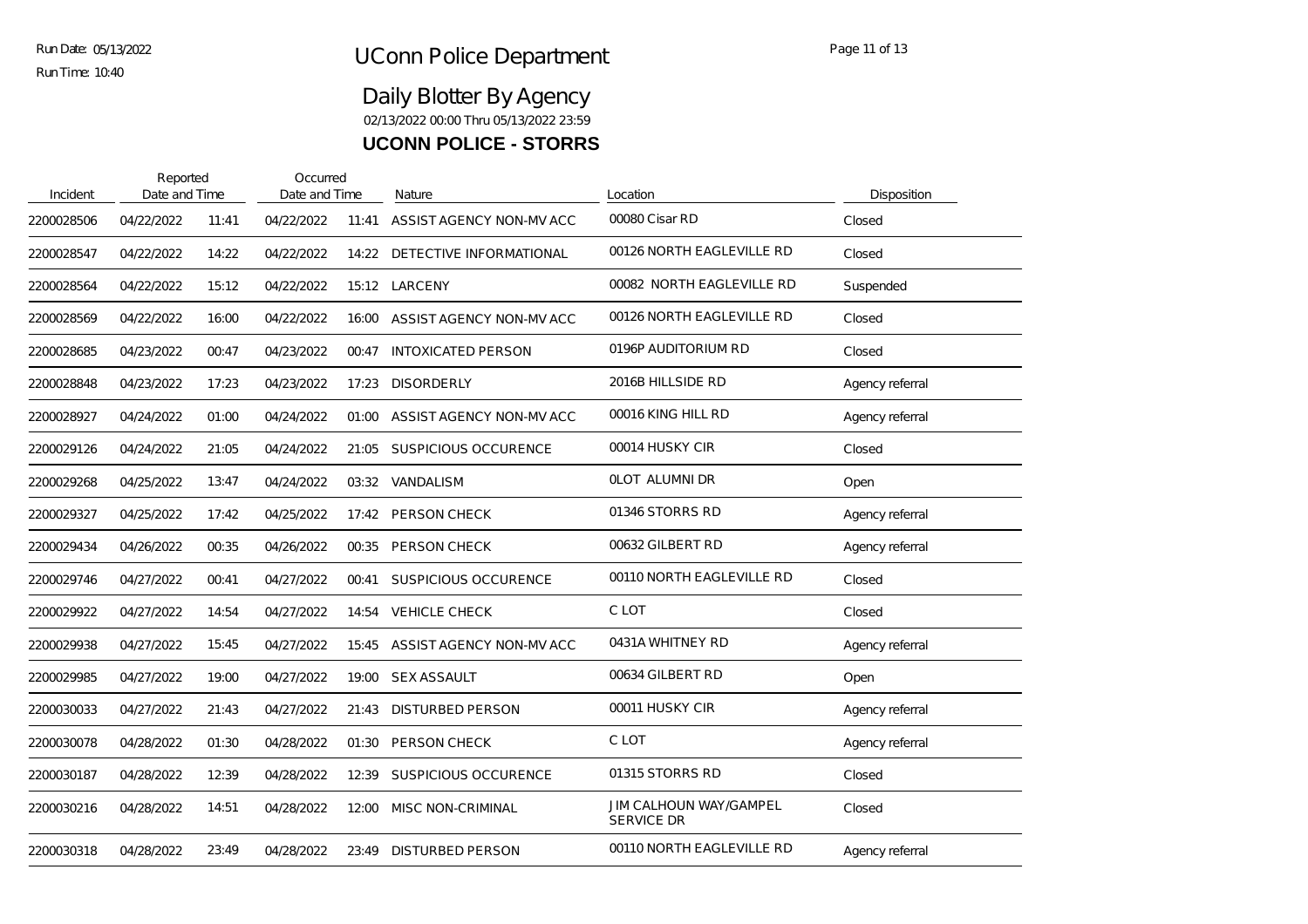# UConn Police Department

## Daily Blotter By Agency

02/13/2022 00:00 Thru 05/13/2022 23:59

### UCONN POLICE - STORRS

| Incident | Reported Date and Time | | Occurred Date and Time | | Nature | Location | Disposition |
|---|---|---|---|---|---|---|---|
| 2200028506 | 04/22/2022 | 11:41 | 04/22/2022 | 11:41 | ASSIST AGENCY NON-MV ACC | 00080 Cisar RD | Closed |
| 2200028547 | 04/22/2022 | 14:22 | 04/22/2022 | 14:22 | DETECTIVE INFORMATIONAL | 00126 NORTH EAGLEVILLE RD | Closed |
| 2200028564 | 04/22/2022 | 15:12 | 04/22/2022 | 15:12 | LARCENY | 00082 NORTH EAGLEVILLE RD | Suspended |
| 2200028569 | 04/22/2022 | 16:00 | 04/22/2022 | 16:00 | ASSIST AGENCY NON-MV ACC | 00126 NORTH EAGLEVILLE RD | Closed |
| 2200028685 | 04/23/2022 | 00:47 | 04/23/2022 | 00:47 | INTOXICATED PERSON | 0196P AUDITORIUM RD | Closed |
| 2200028848 | 04/23/2022 | 17:23 | 04/23/2022 | 17:23 | DISORDERLY | 2016B HILLSIDE RD | Agency referral |
| 2200028927 | 04/24/2022 | 01:00 | 04/24/2022 | 01:00 | ASSIST AGENCY NON-MV ACC | 00016 KING HILL RD | Agency referral |
| 2200029126 | 04/24/2022 | 21:05 | 04/24/2022 | 21:05 | SUSPICIOUS OCCURENCE | 00014 HUSKY CIR | Closed |
| 2200029268 | 04/25/2022 | 13:47 | 04/24/2022 | 03:32 | VANDALISM | 0LOT ALUMNI DR | Open |
| 2200029327 | 04/25/2022 | 17:42 | 04/25/2022 | 17:42 | PERSON CHECK | 01346 STORRS RD | Agency referral |
| 2200029434 | 04/26/2022 | 00:35 | 04/26/2022 | 00:35 | PERSON CHECK | 00632 GILBERT RD | Agency referral |
| 2200029746 | 04/27/2022 | 00:41 | 04/27/2022 | 00:41 | SUSPICIOUS OCCURENCE | 00110 NORTH EAGLEVILLE RD | Closed |
| 2200029922 | 04/27/2022 | 14:54 | 04/27/2022 | 14:54 | VEHICLE CHECK | C LOT | Closed |
| 2200029938 | 04/27/2022 | 15:45 | 04/27/2022 | 15:45 | ASSIST AGENCY NON-MV ACC | 0431A WHITNEY RD | Agency referral |
| 2200029985 | 04/27/2022 | 19:00 | 04/27/2022 | 19:00 | SEX ASSAULT | 00634 GILBERT RD | Open |
| 2200030033 | 04/27/2022 | 21:43 | 04/27/2022 | 21:43 | DISTURBED PERSON | 00011 HUSKY CIR | Agency referral |
| 2200030078 | 04/28/2022 | 01:30 | 04/28/2022 | 01:30 | PERSON CHECK | C LOT | Agency referral |
| 2200030187 | 04/28/2022 | 12:39 | 04/28/2022 | 12:39 | SUSPICIOUS OCCURENCE | 01315 STORRS RD | Closed |
| 2200030216 | 04/28/2022 | 14:51 | 04/28/2022 | 12:00 | MISC NON-CRIMINAL | JIM CALHOUN WAY/GAMPEL SERVICE DR | Closed |
| 2200030318 | 04/28/2022 | 23:49 | 04/28/2022 | 23:49 | DISTURBED PERSON | 00110 NORTH EAGLEVILLE RD | Agency referral |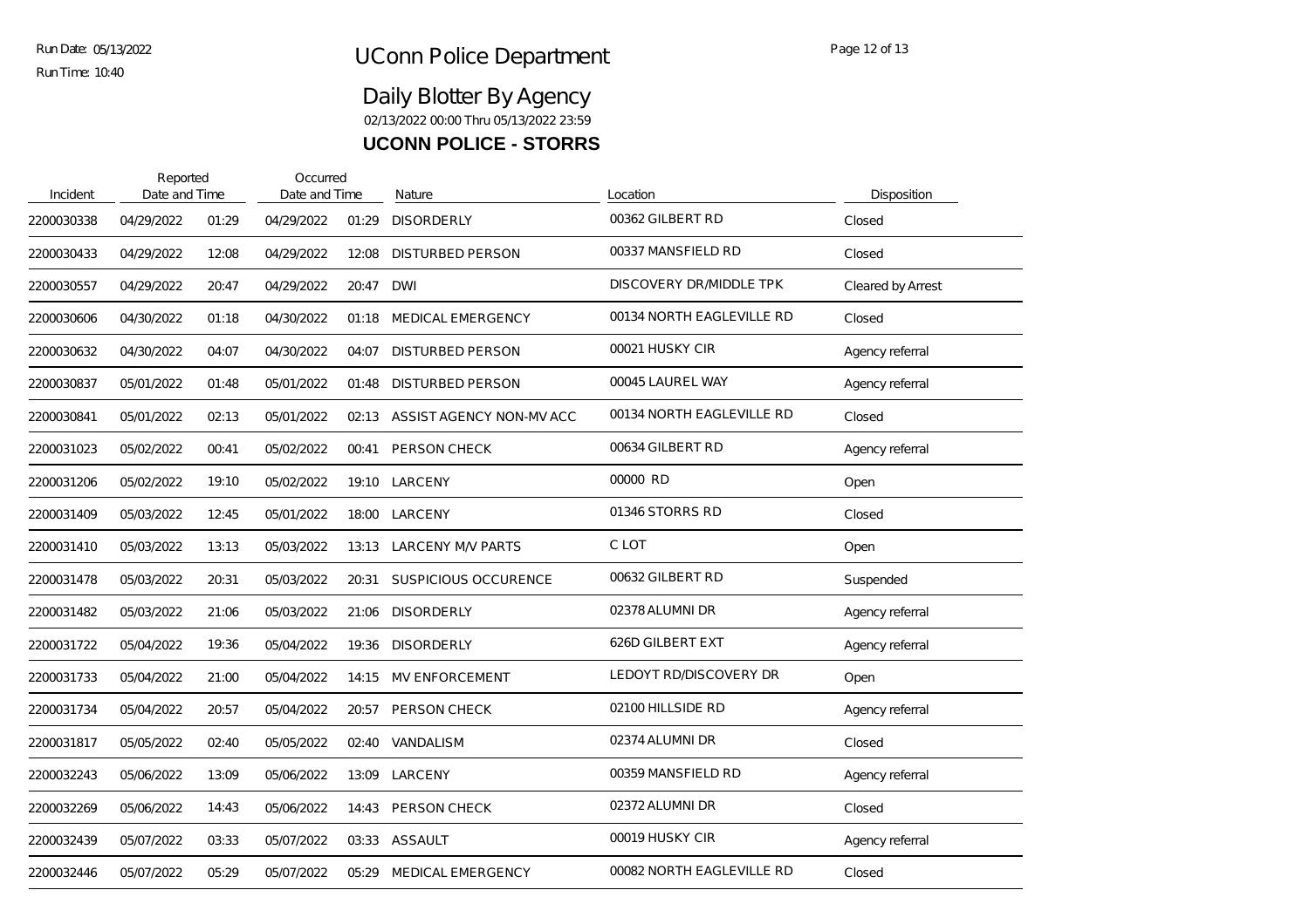# UConn Police Department

## Daily Blotter By Agency

02/13/2022 00:00 Thru 05/13/2022 23:59

### UCONN POLICE - STORRS

| Incident | Reported Date and Time | | Occurred Date and Time | | Nature | Location | Disposition |
|---|---|---|---|---|---|---|---|
| 2200030338 | 04/29/2022 | 01:29 | 04/29/2022 | 01:29 | DISORDERLY | 00362 GILBERT RD | Closed |
| 2200030433 | 04/29/2022 | 12:08 | 04/29/2022 | 12:08 | DISTURBED PERSON | 00337 MANSFIELD RD | Closed |
| 2200030557 | 04/29/2022 | 20:47 | 04/29/2022 | 20:47 | DWI | DISCOVERY DR/MIDDLE TPK | Cleared by Arrest |
| 2200030606 | 04/30/2022 | 01:18 | 04/30/2022 | 01:18 | MEDICAL EMERGENCY | 00134 NORTH EAGLEVILLE RD | Closed |
| 2200030632 | 04/30/2022 | 04:07 | 04/30/2022 | 04:07 | DISTURBED PERSON | 00021 HUSKY CIR | Agency referral |
| 2200030837 | 05/01/2022 | 01:48 | 05/01/2022 | 01:48 | DISTURBED PERSON | 00045 LAUREL WAY | Agency referral |
| 2200030841 | 05/01/2022 | 02:13 | 05/01/2022 | 02:13 | ASSIST AGENCY NON-MV ACC | 00134 NORTH EAGLEVILLE RD | Closed |
| 2200031023 | 05/02/2022 | 00:41 | 05/02/2022 | 00:41 | PERSON CHECK | 00634 GILBERT RD | Agency referral |
| 2200031206 | 05/02/2022 | 19:10 | 05/02/2022 | 19:10 | LARCENY | 00000 RD | Open |
| 2200031409 | 05/03/2022 | 12:45 | 05/01/2022 | 18:00 | LARCENY | 01346 STORRS RD | Closed |
| 2200031410 | 05/03/2022 | 13:13 | 05/03/2022 | 13:13 | LARCENY M/V PARTS | C LOT | Open |
| 2200031478 | 05/03/2022 | 20:31 | 05/03/2022 | 20:31 | SUSPICIOUS OCCURENCE | 00632 GILBERT RD | Suspended |
| 2200031482 | 05/03/2022 | 21:06 | 05/03/2022 | 21:06 | DISORDERLY | 02378 ALUMNI DR | Agency referral |
| 2200031722 | 05/04/2022 | 19:36 | 05/04/2022 | 19:36 | DISORDERLY | 626D GILBERT EXT | Agency referral |
| 2200031733 | 05/04/2022 | 21:00 | 05/04/2022 | 14:15 | MV ENFORCEMENT | LEDOYT RD/DISCOVERY DR | Open |
| 2200031734 | 05/04/2022 | 20:57 | 05/04/2022 | 20:57 | PERSON CHECK | 02100 HILLSIDE RD | Agency referral |
| 2200031817 | 05/05/2022 | 02:40 | 05/05/2022 | 02:40 | VANDALISM | 02374 ALUMNI DR | Closed |
| 2200032243 | 05/06/2022 | 13:09 | 05/06/2022 | 13:09 | LARCENY | 00359 MANSFIELD RD | Agency referral |
| 2200032269 | 05/06/2022 | 14:43 | 05/06/2022 | 14:43 | PERSON CHECK | 02372 ALUMNI DR | Closed |
| 2200032439 | 05/07/2022 | 03:33 | 05/07/2022 | 03:33 | ASSAULT | 00019 HUSKY CIR | Agency referral |
| 2200032446 | 05/07/2022 | 05:29 | 05/07/2022 | 05:29 | MEDICAL EMERGENCY | 00082 NORTH EAGLEVILLE RD | Closed |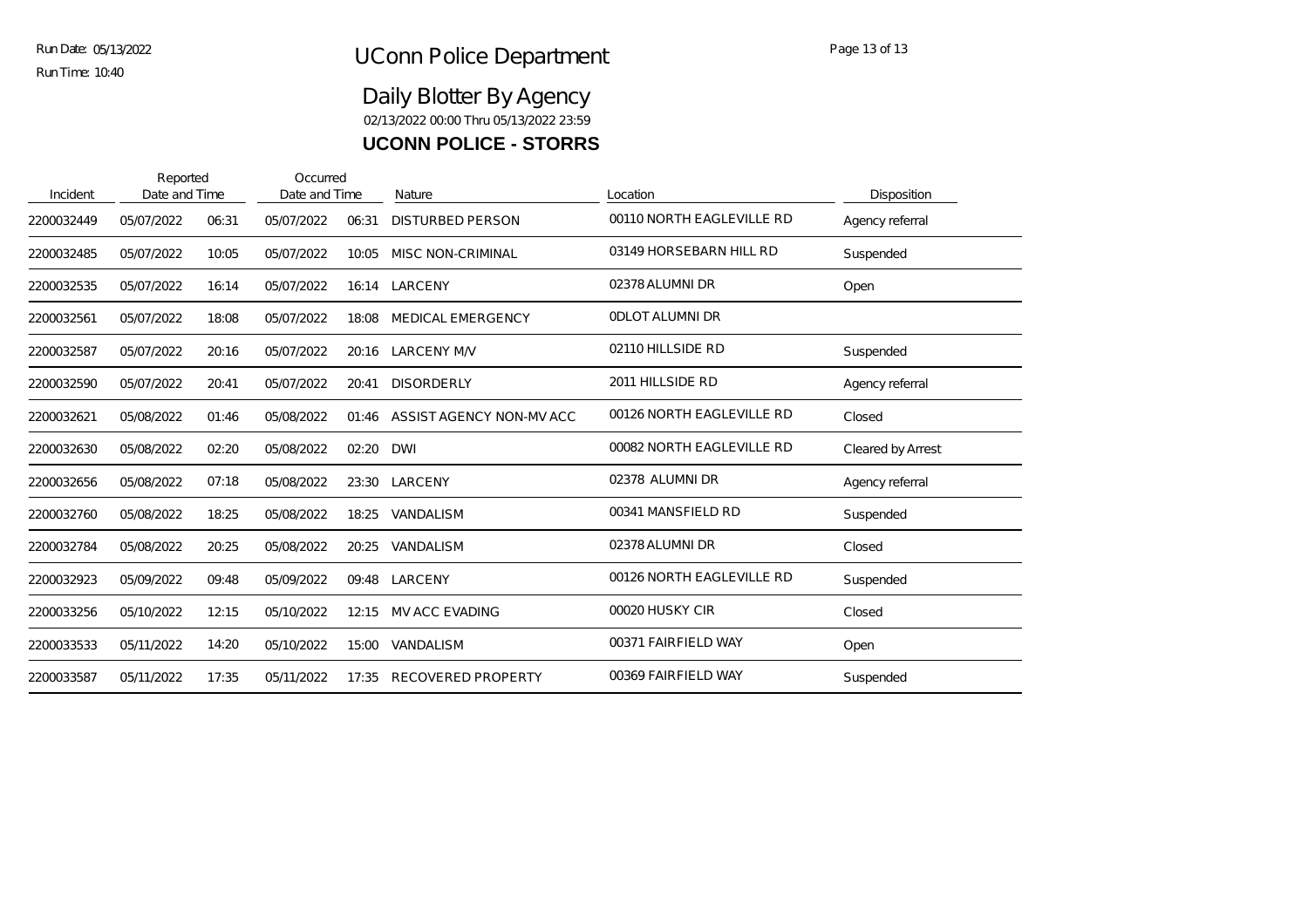# UConn Police Department

## Daily Blotter By Agency

02/13/2022 00:00 Thru 05/13/2022 23:59

### UCONN POLICE - STORRS

| Incident | Reported Date and Time | | Occurred Date and Time | | Nature | Location | Disposition |
|---|---|---|---|---|---|---|---|
| 2200032449 | 05/07/2022 | 06:31 | 05/07/2022 | 06:31 | DISTURBED PERSON | 00110 NORTH EAGLEVILLE RD | Agency referral |
| 2200032485 | 05/07/2022 | 10:05 | 05/07/2022 | 10:05 | MISC NON-CRIMINAL | 03149 HORSEBARN HILL RD | Suspended |
| 2200032535 | 05/07/2022 | 16:14 | 05/07/2022 | 16:14 | LARCENY | 02378 ALUMNI DR | Open |
| 2200032561 | 05/07/2022 | 18:08 | 05/07/2022 | 18:08 | MEDICAL EMERGENCY | 0DLOT ALUMNI DR | |
| 2200032587 | 05/07/2022 | 20:16 | 05/07/2022 | 20:16 | LARCENY M/V | 02110 HILLSIDE RD | Suspended |
| 2200032590 | 05/07/2022 | 20:41 | 05/07/2022 | 20:41 | DISORDERLY | 2011 HILLSIDE RD | Agency referral |
| 2200032621 | 05/08/2022 | 01:46 | 05/08/2022 | 01:46 | ASSIST AGENCY NON-MV ACC | 00126 NORTH EAGLEVILLE RD | Closed |
| 2200032630 | 05/08/2022 | 02:20 | 05/08/2022 | 02:20 | DWI | 00082 NORTH EAGLEVILLE RD | Cleared by Arrest |
| 2200032656 | 05/08/2022 | 07:18 | 05/08/2022 | 23:30 | LARCENY | 02378 ALUMNI DR | Agency referral |
| 2200032760 | 05/08/2022 | 18:25 | 05/08/2022 | 18:25 | VANDALISM | 00341 MANSFIELD RD | Suspended |
| 2200032784 | 05/08/2022 | 20:25 | 05/08/2022 | 20:25 | VANDALISM | 02378 ALUMNI DR | Closed |
| 2200032923 | 05/09/2022 | 09:48 | 05/09/2022 | 09:48 | LARCENY | 00126 NORTH EAGLEVILLE RD | Suspended |
| 2200033256 | 05/10/2022 | 12:15 | 05/10/2022 | 12:15 | MV ACC EVADING | 00020 HUSKY CIR | Closed |
| 2200033533 | 05/11/2022 | 14:20 | 05/10/2022 | 15:00 | VANDALISM | 00371 FAIRFIELD WAY | Open |
| 2200033587 | 05/11/2022 | 17:35 | 05/11/2022 | 17:35 | RECOVERED PROPERTY | 00369 FAIRFIELD WAY | Suspended |